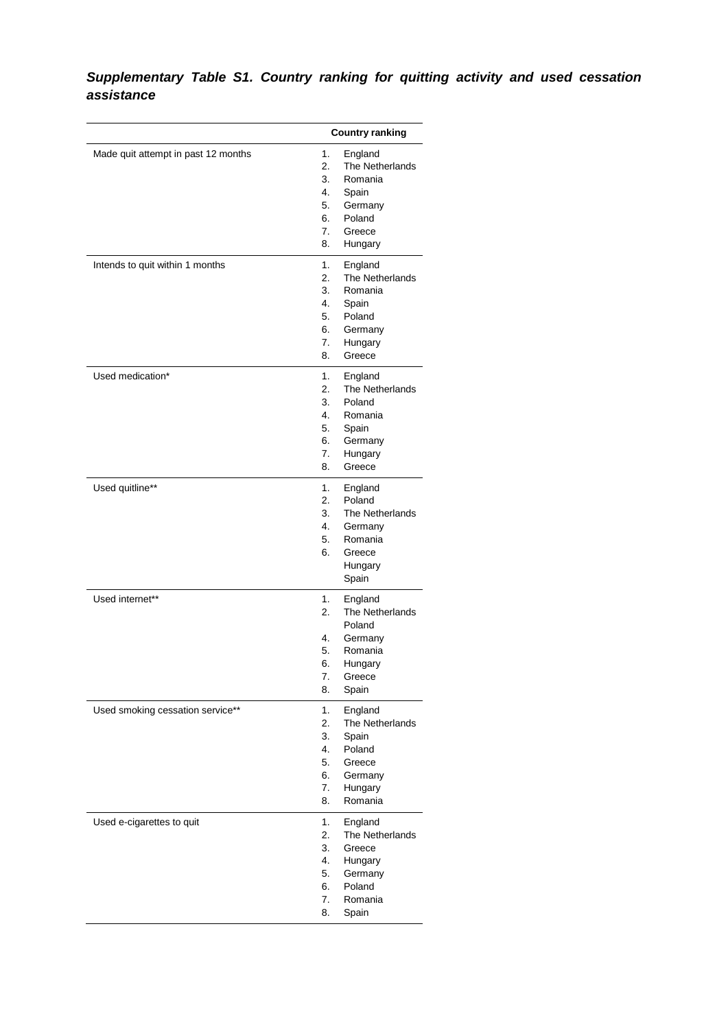***Supplementary Table S1. Country ranking for quitting activity and used cessation assistance***

| | Country ranking |
|---|---|
| Made quit attempt in past 12 months | 1. England<br>2. The Netherlands<br>3. Romania<br>4. Spain<br>5. Germany<br>6. Poland<br>7. Greece<br>8. Hungary |
| Intends to quit within 1 months | 1. England<br>2. The Netherlands<br>3. Romania<br>4. Spain<br>5. Poland<br>6. Germany<br>7. Hungary<br>8. Greece |
| Used medication* | 1. England<br>2. The Netherlands<br>3. Poland<br>4. Romania<br>5. Spain<br>6. Germany<br>7. Hungary<br>8. Greece |
| Used quitline** | 1. England<br>2. Poland<br>3. The Netherlands<br>4. Germany<br>5. Romania<br>6. Greece<br>Hungary<br>Spain |
| Used internet** | 1. England<br>2. The Netherlands<br>Poland<br>4. Germany<br>5. Romania<br>6. Hungary<br>7. Greece<br>8. Spain |
| Used smoking cessation service** | 1. England<br>2. The Netherlands<br>3. Spain<br>4. Poland<br>5. Greece<br>6. Germany<br>7. Hungary<br>8. Romania |
| Used e-cigarettes to quit | 1. England<br>2. The Netherlands<br>3. Greece<br>4. Hungary<br>5. Germany<br>6. Poland<br>7. Romania<br>8. Spain |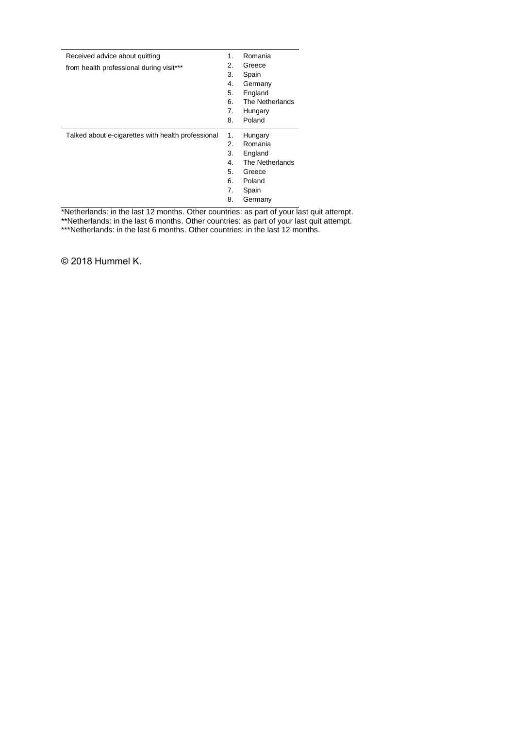| | | |
|---|---|---|
| Received advice about quitting from health professional during visit*** | 1. | Romania |
| | 2. | Greece |
| | 3. | Spain |
| | 4. | Germany |
| | 5. | England |
| | 6. | The Netherlands |
| | 7. | Hungary |
| | 8. | Poland |
| Talked about e-cigarettes with health professional | 1. | Hungary |
| | 2. | Romania |
| | 3. | England |
| | 4. | The Netherlands |
| | 5. | Greece |
| | 6. | Poland |
| | 7. | Spain |
| | 8. | Germany |

*Netherlands: in the last 12 months. Other countries: as part of your last quit attempt.
**Netherlands: in the last 6 months. Other countries: as part of your last quit attempt.
***Netherlands: in the last 6 months. Other countries: in the last 12 months.

© 2018 Hummel K.